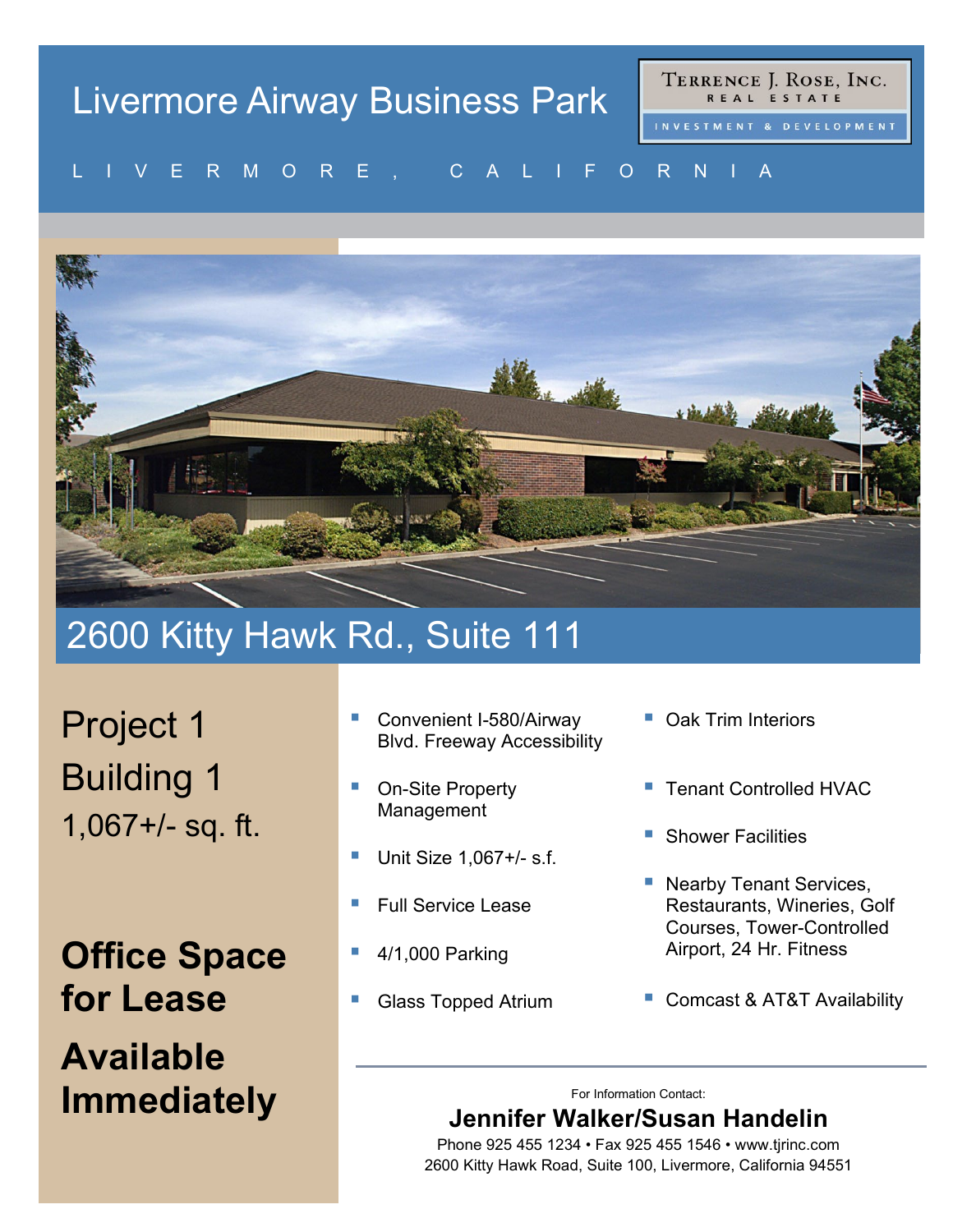# Livermore Airway Business Park

LIVERMORE, CALIFORNIA

TERRENCE J. ROSE, INC.
REAL ESTATE
INVESTMENT & DEVELOPMENT

## 2600 Kitty Hawk Rd., Suite 111

Project 1

Building 1

1,067+/- sq. ft.

**Office Space for Lease**

**Available Immediately**

- Convenient I-580/Airway Blvd. Freeway Accessibility
- On-Site Property Management
- Unit Size 1,067+/- s.f.
- Full Service Lease
- 4/1,000 Parking
- Glass Topped Atrium
- Oak Trim Interiors
- Tenant Controlled HVAC
- Shower Facilities
- Nearby Tenant Services, Restaurants, Wineries, Golf Courses, Tower-Controlled Airport, 24 Hr. Fitness
- Comcast & AT&T Availability

For Information Contact:

**Jennifer Walker/Susan Handelin**

Phone 925 455 1234 • Fax 925 455 1546 • www.tjrinc.com

2600 Kitty Hawk Road, Suite 100, Livermore, California 94551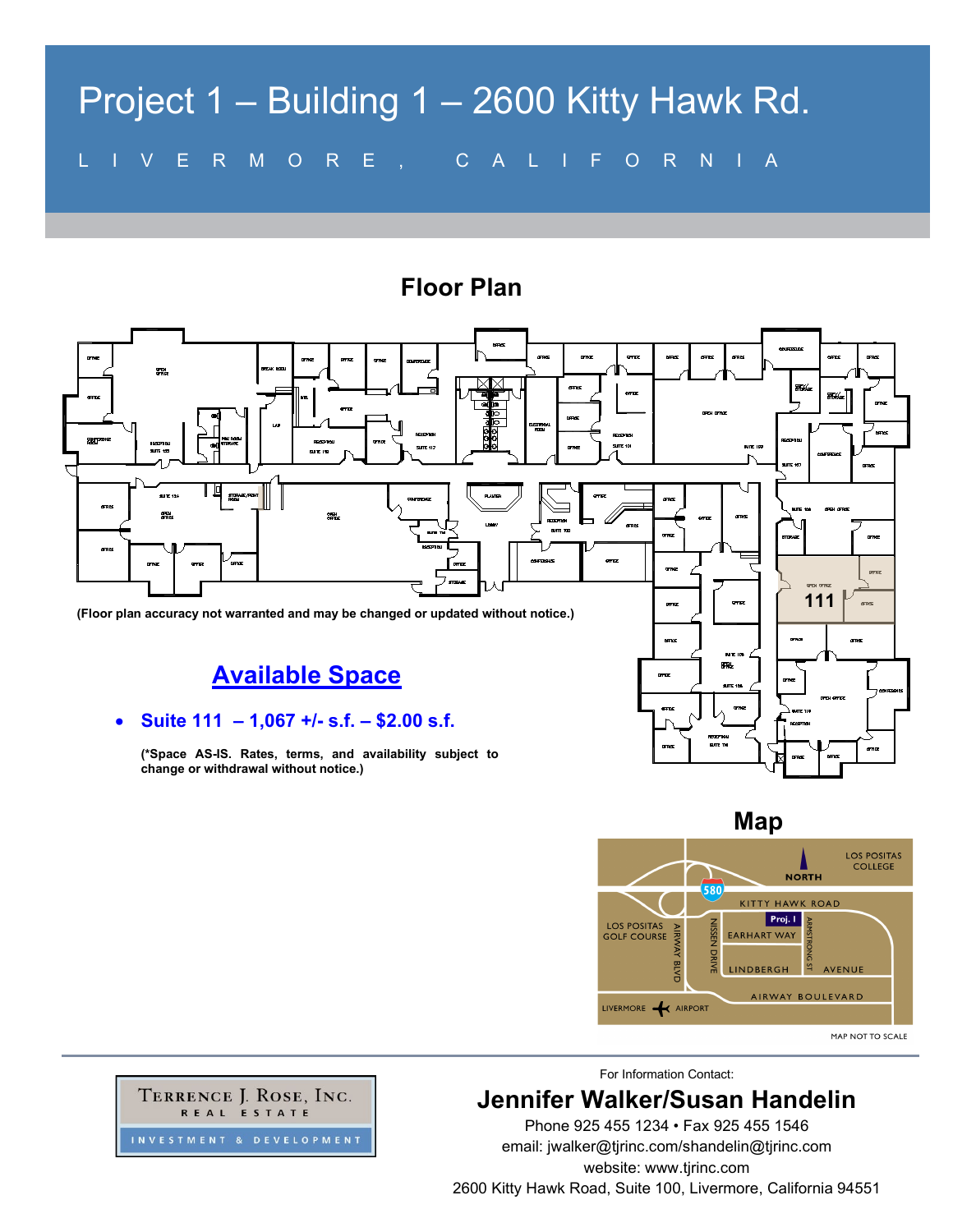# Project 1 – Building 1 – 2600 Kitty Hawk Rd.

L I V E R M O R E , C A L I F O R N I A

## Floor Plan

111

(Floor plan accuracy not warranted and may be changed or updated without notice.)

## Available Space

- **Suite 111 – 1,067 +/- s.f. – $2.00 s.f.**

**(*Space AS-IS. Rates, terms, and availability subject to change or withdrawal without notice.)**

## Map

LOS POSITAS COLLEGE
NORTH
580
KITTY HAWK ROAD
Proj. I
LOS POSITAS GOLF COURSE
AIRWAY BLVD
NISSEN DRIVE
EARHART WAY
ARMSTRONG ST
LINDBERGH
AVENUE
AIRWAY BOULEVARD
LIVERMORE AIRPORT
MAP NOT TO SCALE

TERRENCE J. ROSE, INC.
REAL ESTATE
INVESTMENT & DEVELOPMENT

For Information Contact:

**Jennifer Walker/Susan Handelin**

Phone 925 455 1234 • Fax 925 455 1546
email: jwalker@tjrinc.com/shandelin@tjrinc.com
website: www.tjrinc.com
2600 Kitty Hawk Road, Suite 100, Livermore, California 94551